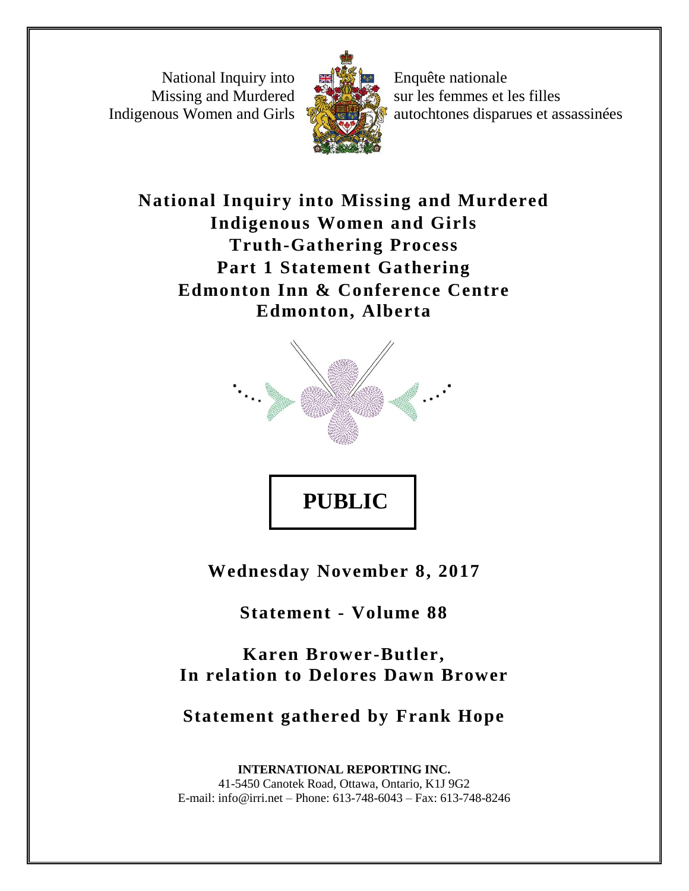National Inquiry into Missing and Murdered Indigenous Women and Girls

Enquête nationale sur les femmes et les filles autochtones disparues et assassinées

# National Inquiry into Missing and Murdered Indigenous Women and Girls
# Truth-Gathering Process
# Part 1 Statement Gathering
# Edmonton Inn & Conference Centre
# Edmonton, Alberta

**PUBLIC**

**Wednesday November 8, 2017**

**Statement - Volume 88**

**Karen Brower-Butler,**
**In relation to Delores Dawn Brower**

**Statement gathered by Frank Hope**

**INTERNATIONAL REPORTING INC.**
41-5450 Canotek Road, Ottawa, Ontario, K1J 9G2
E-mail: info@irri.net – Phone: 613-748-6043 – Fax: 613-748-8246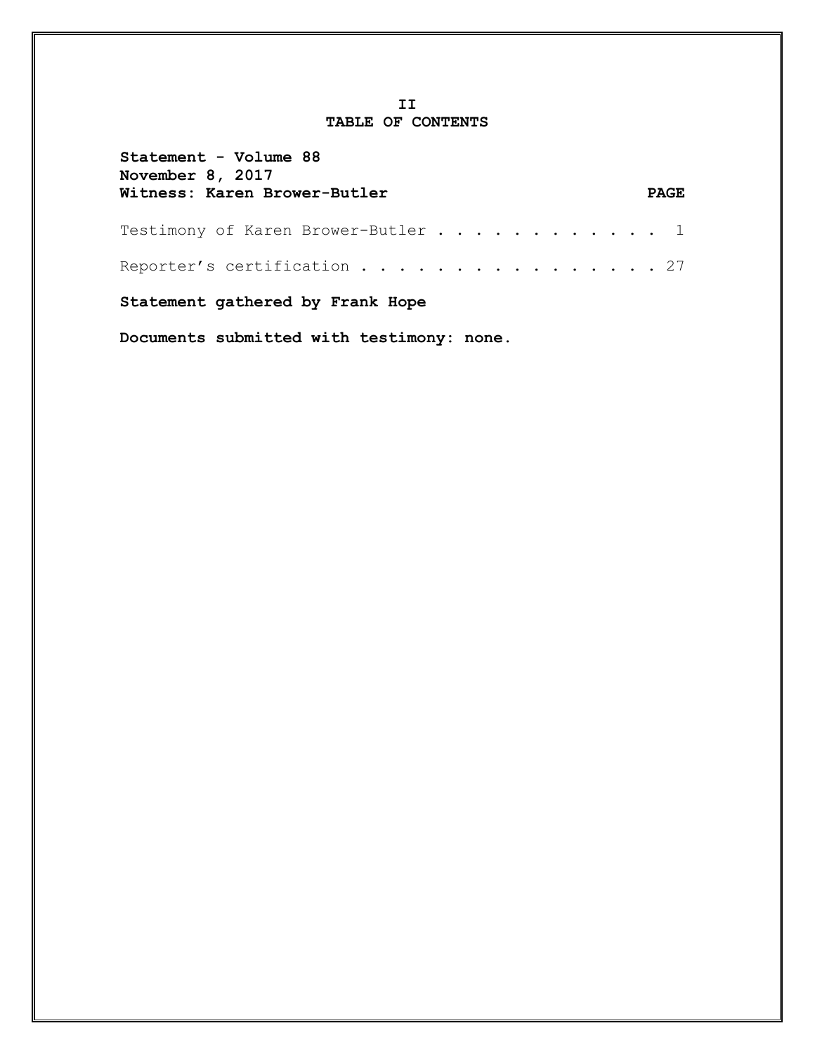**II**

# TABLE OF CONTENTS

**Statement - Volume 88**
**November 8, 2017**
**Witness: Karen Brower-Butler** **PAGE**

Testimony of Karen Brower-Butler . . . . . . . . . . . . . 1

Reporter's certification . . . . . . . . . . . . . . . . . 27

**Statement gathered by Frank Hope**

**Documents submitted with testimony: none.**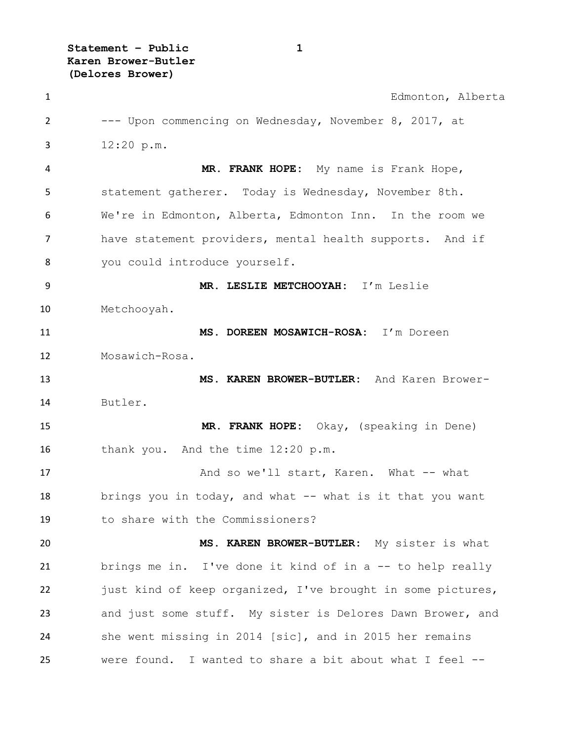Edmonton, Alberta

--- Upon commencing on Wednesday, November 8, 2017, at 12:20 p.m.

**MR. FRANK HOPE:** My name is Frank Hope, statement gatherer. Today is Wednesday, November 8th. We're in Edmonton, Alberta, Edmonton Inn. In the room we have statement providers, mental health supports. And if you could introduce yourself.

**MR. LESLIE METCHOOYAH:** I'm Leslie Metchooyah.

**MS. DOREEN MOSAWICH-ROSA:** I'm Doreen Mosawich-Rosa.

**MS. KAREN BROWER-BUTLER:** And Karen Brower-Butler.

**MR. FRANK HOPE:** Okay, (speaking in Dene) thank you. And the time 12:20 p.m.

And so we'll start, Karen. What -- what brings you in today, and what -- what is it that you want to share with the Commissioners?

**MS. KAREN BROWER-BUTLER:** My sister is what brings me in. I've done it kind of in a -- to help really just kind of keep organized, I've brought in some pictures, and just some stuff. My sister is Delores Dawn Brower, and she went missing in 2014 [sic], and in 2015 her remains were found. I wanted to share a bit about what I feel --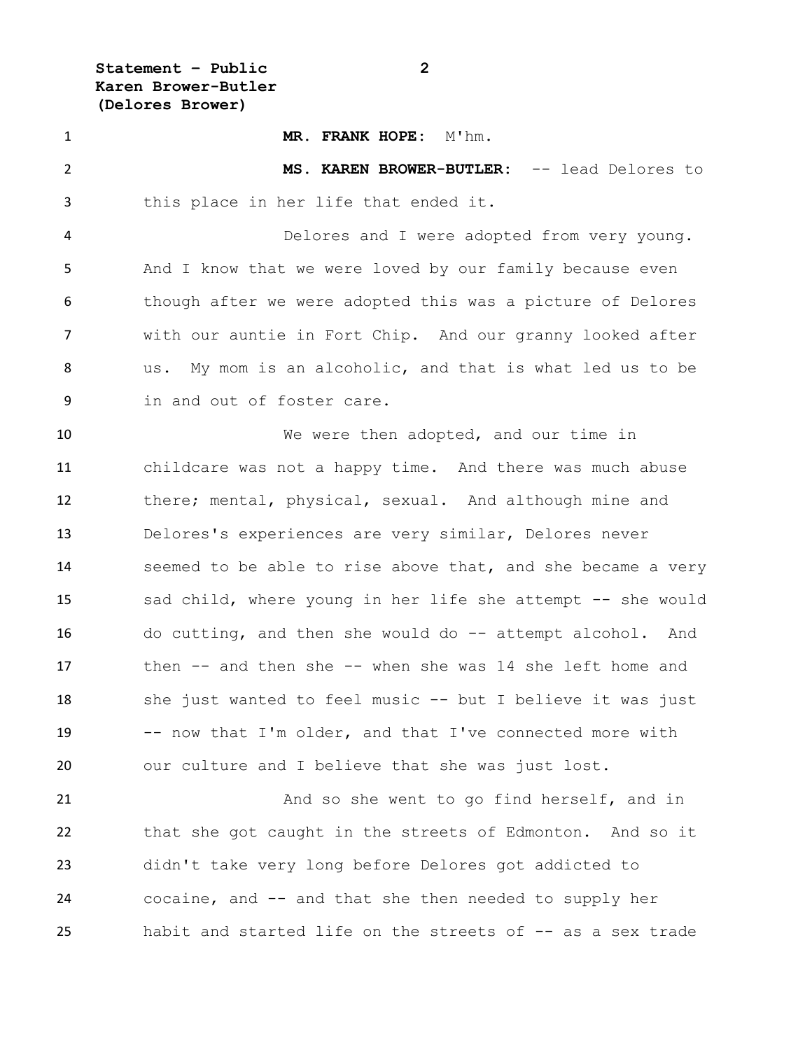**MR. FRANK HOPE:** M'hm.

**MS. KAREN BROWER-BUTLER:** -- lead Delores to this place in her life that ended it.

Delores and I were adopted from very young. And I know that we were loved by our family because even though after we were adopted this was a picture of Delores with our auntie in Fort Chip. And our granny looked after us. My mom is an alcoholic, and that is what led us to be in and out of foster care.

We were then adopted, and our time in childcare was not a happy time. And there was much abuse there; mental, physical, sexual. And although mine and Delores's experiences are very similar, Delores never seemed to be able to rise above that, and she became a very sad child, where young in her life she attempt -- she would do cutting, and then she would do -- attempt alcohol. And then -- and then she -- when she was 14 she left home and she just wanted to feel music -- but I believe it was just -- now that I'm older, and that I've connected more with our culture and I believe that she was just lost.

And so she went to go find herself, and in that she got caught in the streets of Edmonton. And so it didn't take very long before Delores got addicted to cocaine, and -- and that she then needed to supply her habit and started life on the streets of -- as a sex trade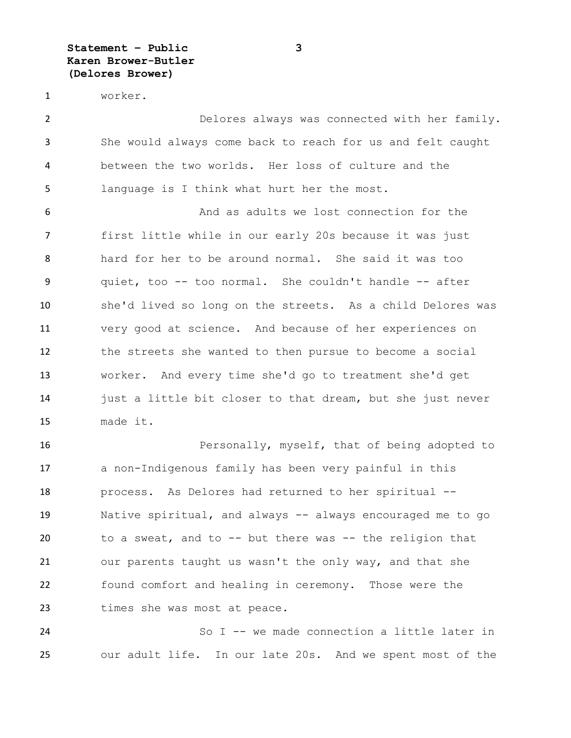worker.

Delores always was connected with her family. She would always come back to reach for us and felt caught between the two worlds. Her loss of culture and the language is I think what hurt her the most.

And as adults we lost connection for the first little while in our early 20s because it was just hard for her to be around normal. She said it was too quiet, too -- too normal. She couldn't handle -- after she'd lived so long on the streets. As a child Delores was very good at science. And because of her experiences on the streets she wanted to then pursue to become a social worker. And every time she'd go to treatment she'd get just a little bit closer to that dream, but she just never made it.

Personally, myself, that of being adopted to a non-Indigenous family has been very painful in this process. As Delores had returned to her spiritual -- Native spiritual, and always -- always encouraged me to go to a sweat, and to -- but there was -- the religion that our parents taught us wasn't the only way, and that she found comfort and healing in ceremony. Those were the times she was most at peace.

So I -- we made connection a little later in our adult life. In our late 20s. And we spent most of the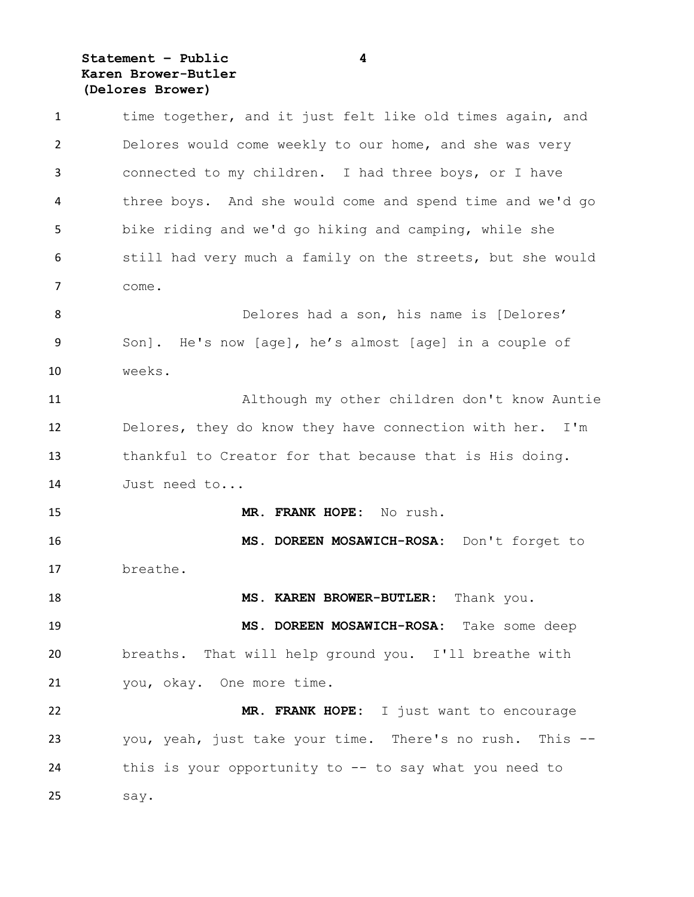time together, and it just felt like old times again, and Delores would come weekly to our home, and she was very connected to my children. I had three boys, or I have three boys. And she would come and spend time and we'd go bike riding and we'd go hiking and camping, while she still had very much a family on the streets, but she would come.

Delores had a son, his name is [Delores' Son]. He's now [age], he's almost [age] in a couple of weeks.

Although my other children don't know Auntie Delores, they do know they have connection with her. I'm thankful to Creator for that because that is His doing. Just need to...

**MR. FRANK HOPE:** No rush.

**MS. DOREEN MOSAWICH-ROSA:** Don't forget to breathe.

**MS. KAREN BROWER-BUTLER:** Thank you.

**MS. DOREEN MOSAWICH-ROSA:** Take some deep breaths. That will help ground you. I'll breathe with you, okay. One more time.

**MR. FRANK HOPE:** I just want to encourage you, yeah, just take your time. There's no rush. This -- this is your opportunity to -- to say what you need to say.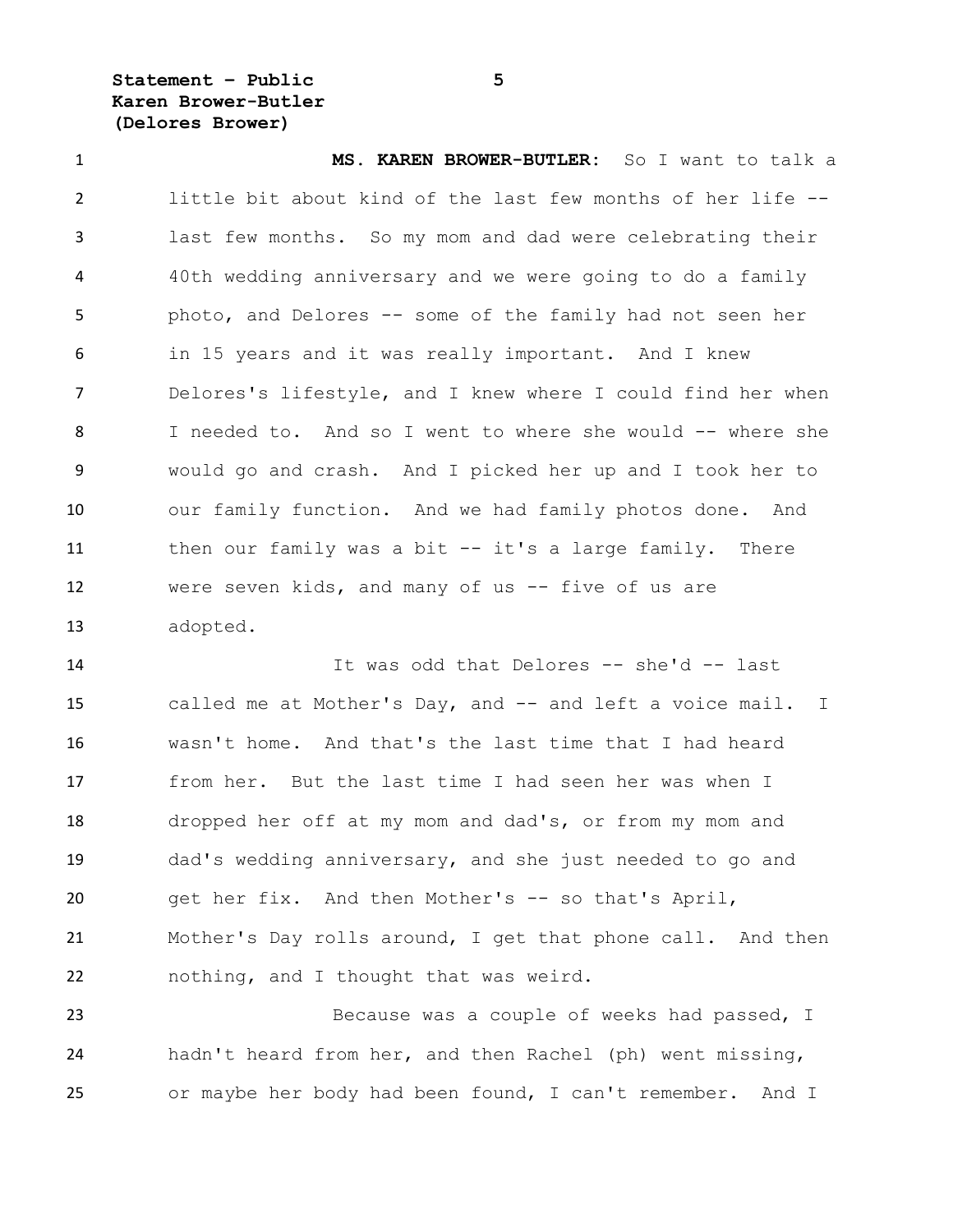**MS. KAREN BROWER-BUTLER:** So I want to talk a little bit about kind of the last few months of her life -- last few months. So my mom and dad were celebrating their 40th wedding anniversary and we were going to do a family photo, and Delores -- some of the family had not seen her in 15 years and it was really important. And I knew Delores's lifestyle, and I knew where I could find her when I needed to. And so I went to where she would -- where she would go and crash. And I picked her up and I took her to our family function. And we had family photos done. And then our family was a bit -- it's a large family. There were seven kids, and many of us -- five of us are adopted.

It was odd that Delores -- she'd -- last called me at Mother's Day, and -- and left a voice mail. I wasn't home. And that's the last time that I had heard from her. But the last time I had seen her was when I dropped her off at my mom and dad's, or from my mom and dad's wedding anniversary, and she just needed to go and get her fix. And then Mother's -- so that's April, Mother's Day rolls around, I get that phone call. And then nothing, and I thought that was weird.

Because was a couple of weeks had passed, I hadn't heard from her, and then Rachel (ph) went missing, or maybe her body had been found, I can't remember. And I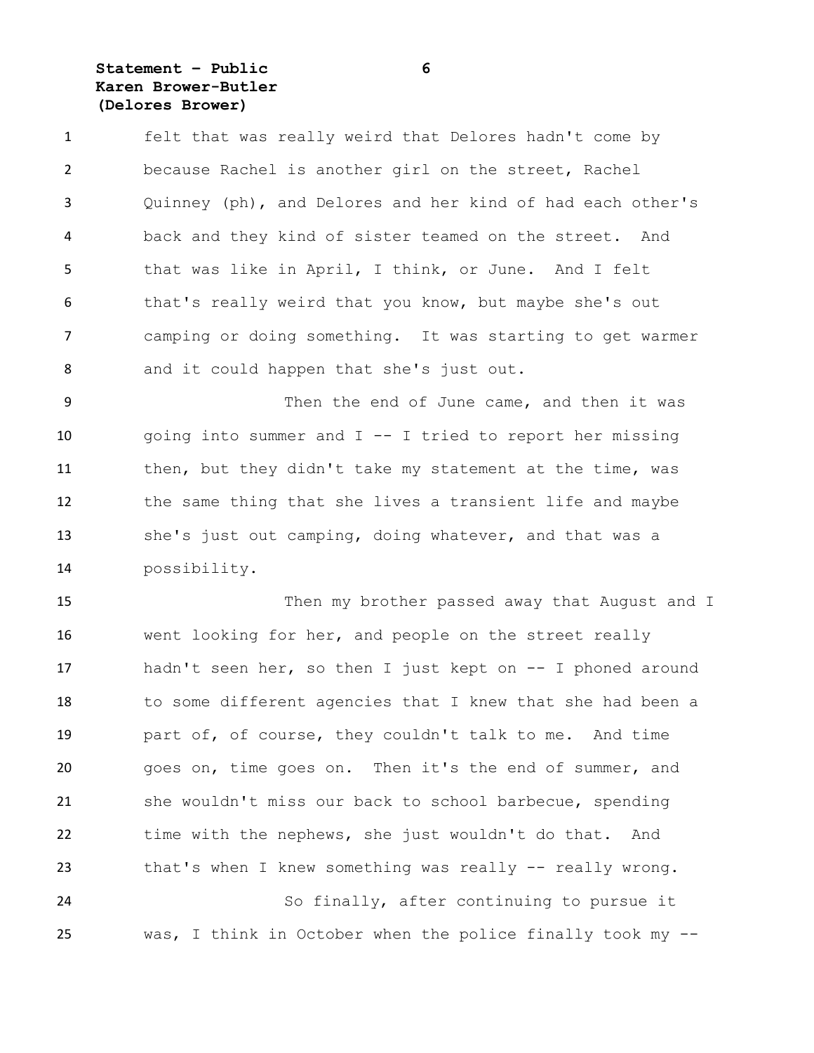felt that was really weird that Delores hadn't come by because Rachel is another girl on the street, Rachel Quinney (ph), and Delores and her kind of had each other's back and they kind of sister teamed on the street. And that was like in April, I think, or June. And I felt that's really weird that you know, but maybe she's out camping or doing something. It was starting to get warmer and it could happen that she's just out.

Then the end of June came, and then it was going into summer and I -- I tried to report her missing then, but they didn't take my statement at the time, was the same thing that she lives a transient life and maybe she's just out camping, doing whatever, and that was a possibility.

Then my brother passed away that August and I went looking for her, and people on the street really hadn't seen her, so then I just kept on -- I phoned around to some different agencies that I knew that she had been a part of, of course, they couldn't talk to me. And time goes on, time goes on. Then it's the end of summer, and she wouldn't miss our back to school barbecue, spending time with the nephews, she just wouldn't do that. And that's when I knew something was really -- really wrong.

So finally, after continuing to pursue it was, I think in October when the police finally took my --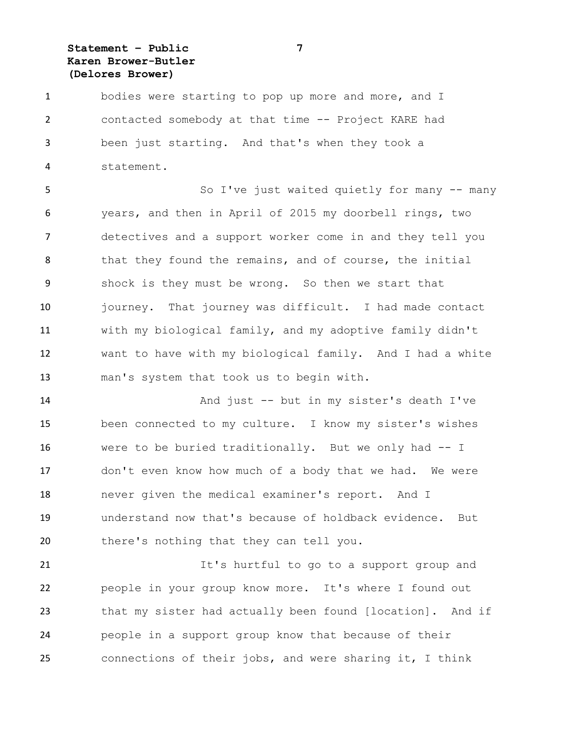bodies were starting to pop up more and more, and I contacted somebody at that time -- Project KARE had been just starting. And that's when they took a statement.

So I've just waited quietly for many -- many years, and then in April of 2015 my doorbell rings, two detectives and a support worker come in and they tell you that they found the remains, and of course, the initial shock is they must be wrong. So then we start that journey. That journey was difficult. I had made contact with my biological family, and my adoptive family didn't want to have with my biological family. And I had a white man's system that took us to begin with.

And just -- but in my sister's death I've been connected to my culture. I know my sister's wishes were to be buried traditionally. But we only had -- I don't even know how much of a body that we had. We were never given the medical examiner's report. And I understand now that's because of holdback evidence. But there's nothing that they can tell you.

It's hurtful to go to a support group and people in your group know more. It's where I found out that my sister had actually been found [location]. And if people in a support group know that because of their connections of their jobs, and were sharing it, I think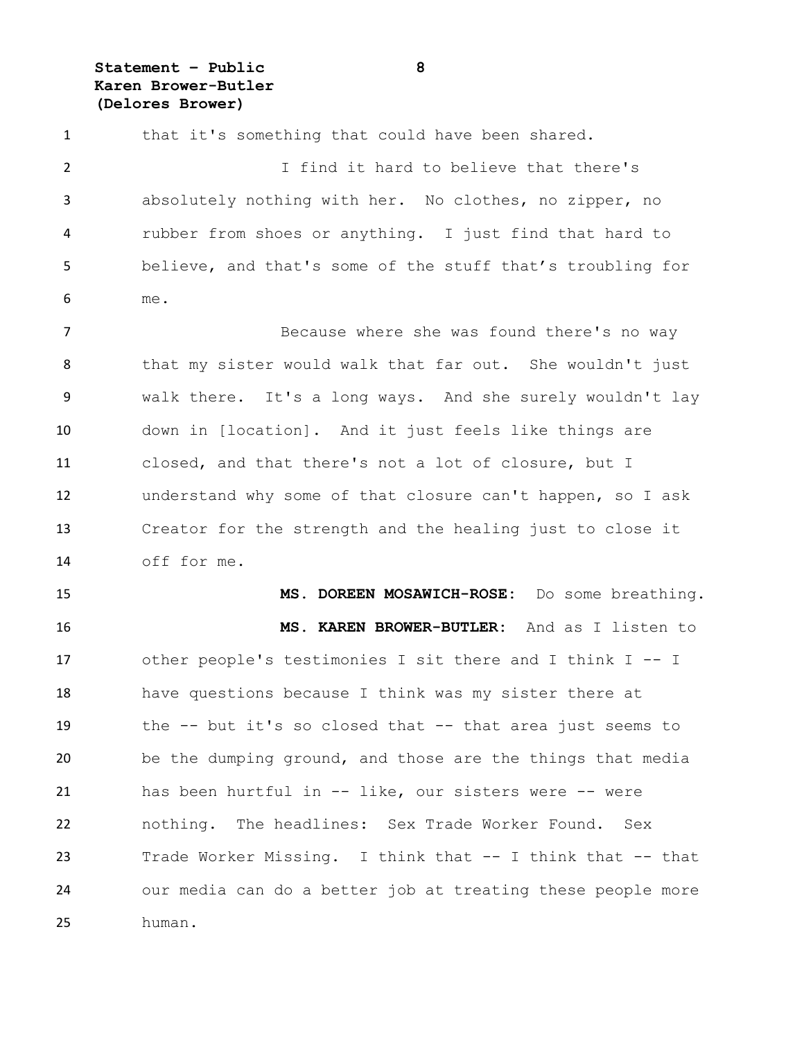that it's something that could have been shared.

I find it hard to believe that there's absolutely nothing with her. No clothes, no zipper, no rubber from shoes or anything. I just find that hard to believe, and that's some of the stuff that's troubling for me.

Because where she was found there's no way that my sister would walk that far out. She wouldn't just walk there. It's a long ways. And she surely wouldn't lay down in [location]. And it just feels like things are closed, and that there's not a lot of closure, but I understand why some of that closure can't happen, so I ask Creator for the strength and the healing just to close it off for me.

**MS. DOREEN MOSAWICH-ROSE:** Do some breathing.

**MS. KAREN BROWER-BUTLER:** And as I listen to other people's testimonies I sit there and I think I -- I have questions because I think was my sister there at the -- but it's so closed that -- that area just seems to be the dumping ground, and those are the things that media has been hurtful in -- like, our sisters were -- were nothing. The headlines: Sex Trade Worker Found. Sex Trade Worker Missing. I think that -- I think that -- that our media can do a better job at treating these people more human.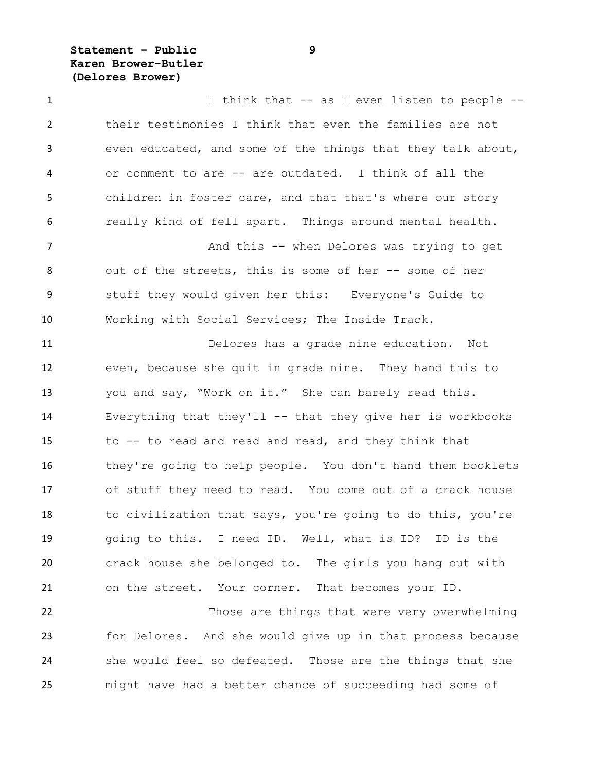I think that -- as I even listen to people -- their testimonies I think that even the families are not even educated, and some of the things that they talk about, or comment to are -- are outdated. I think of all the children in foster care, and that that's where our story really kind of fell apart. Things around mental health.

And this -- when Delores was trying to get out of the streets, this is some of her -- some of her stuff they would given her this: Everyone's Guide to Working with Social Services; The Inside Track.

Delores has a grade nine education. Not even, because she quit in grade nine. They hand this to you and say, "Work on it." She can barely read this. Everything that they'll -- that they give her is workbooks to -- to read and read and read, and they think that they're going to help people. You don't hand them booklets of stuff they need to read. You come out of a crack house to civilization that says, you're going to do this, you're going to this. I need ID. Well, what is ID? ID is the crack house she belonged to. The girls you hang out with on the street. Your corner. That becomes your ID.

Those are things that were very overwhelming for Delores. And she would give up in that process because she would feel so defeated. Those are the things that she might have had a better chance of succeeding had some of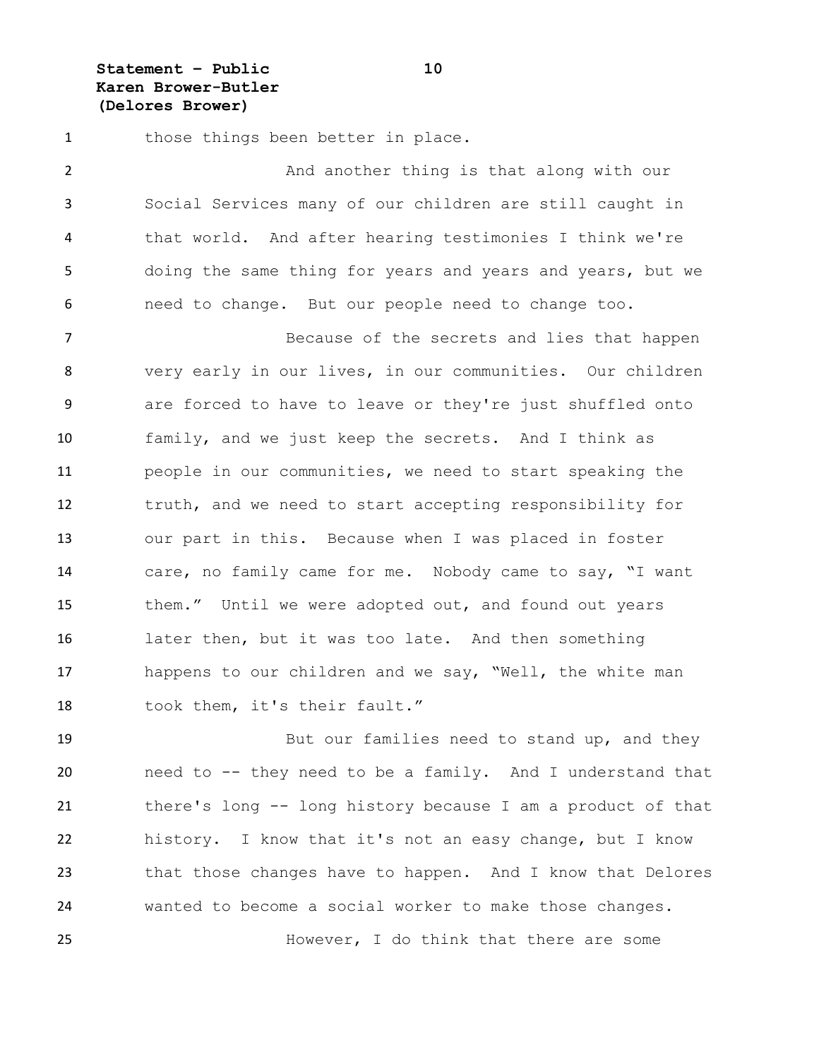those things been better in place.

And another thing is that along with our Social Services many of our children are still caught in that world. And after hearing testimonies I think we're doing the same thing for years and years and years, but we need to change. But our people need to change too.

Because of the secrets and lies that happen very early in our lives, in our communities. Our children are forced to have to leave or they're just shuffled onto family, and we just keep the secrets. And I think as people in our communities, we need to start speaking the truth, and we need to start accepting responsibility for our part in this. Because when I was placed in foster care, no family came for me. Nobody came to say, "I want them." Until we were adopted out, and found out years later then, but it was too late. And then something happens to our children and we say, "Well, the white man took them, it's their fault."

But our families need to stand up, and they need to -- they need to be a family. And I understand that there's long -- long history because I am a product of that history. I know that it's not an easy change, but I know that those changes have to happen. And I know that Delores wanted to become a social worker to make those changes.

However, I do think that there are some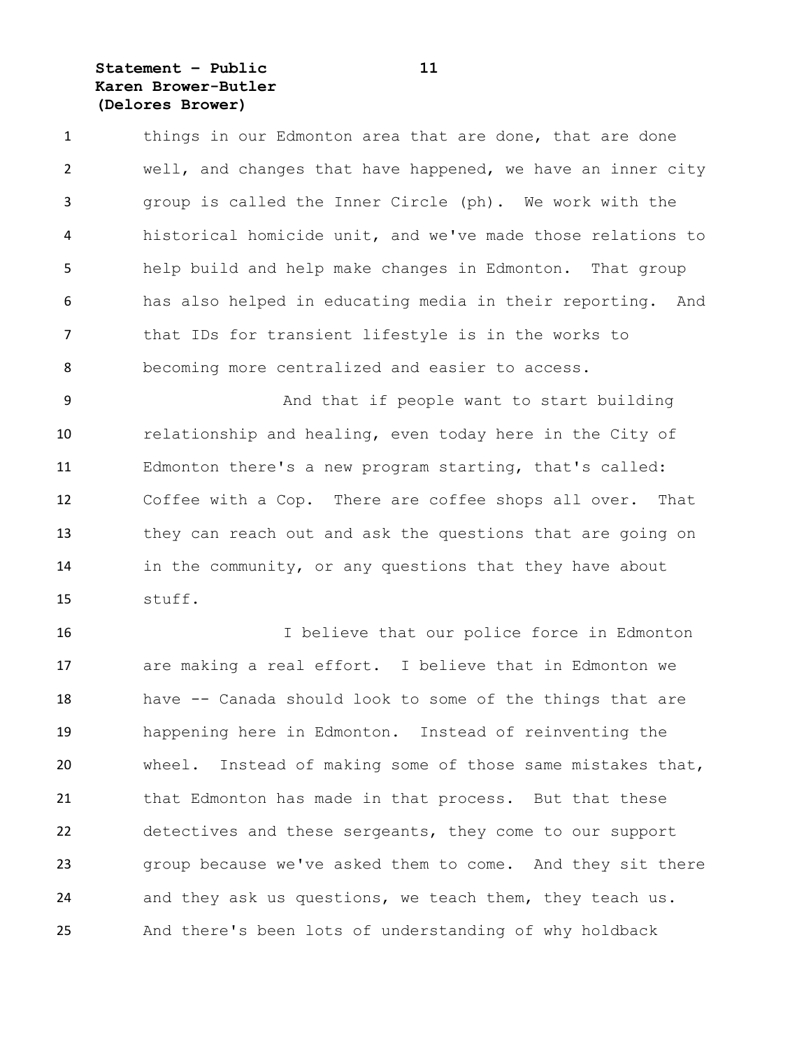things in our Edmonton area that are done, that are done well, and changes that have happened, we have an inner city group is called the Inner Circle (ph). We work with the historical homicide unit, and we've made those relations to help build and help make changes in Edmonton. That group has also helped in educating media in their reporting. And that IDs for transient lifestyle is in the works to becoming more centralized and easier to access.

And that if people want to start building relationship and healing, even today here in the City of Edmonton there's a new program starting, that's called: Coffee with a Cop. There are coffee shops all over. That they can reach out and ask the questions that are going on in the community, or any questions that they have about stuff.

I believe that our police force in Edmonton are making a real effort. I believe that in Edmonton we have -- Canada should look to some of the things that are happening here in Edmonton. Instead of reinventing the wheel. Instead of making some of those same mistakes that, that Edmonton has made in that process. But that these detectives and these sergeants, they come to our support group because we've asked them to come. And they sit there and they ask us questions, we teach them, they teach us. And there's been lots of understanding of why holdback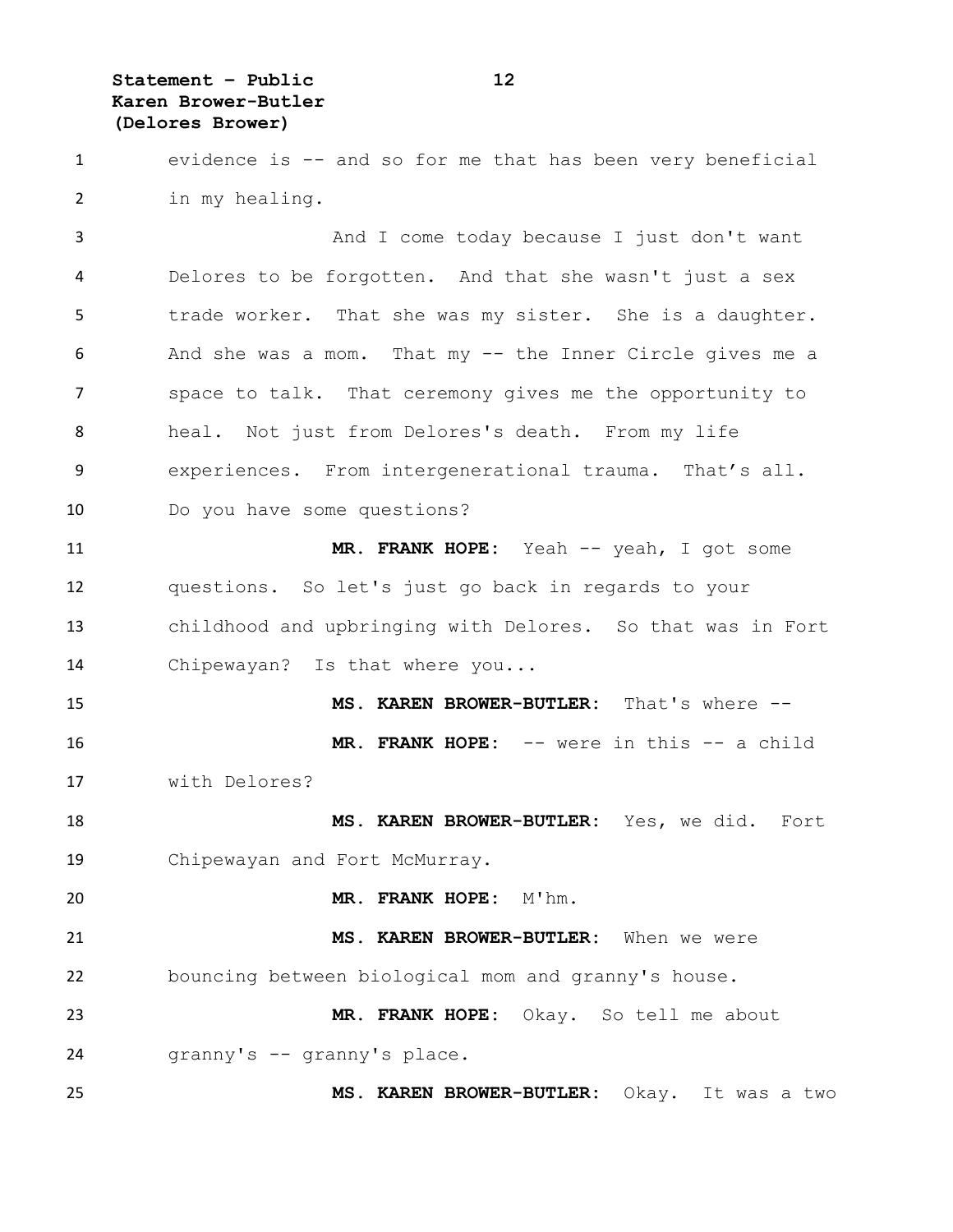evidence is -- and so for me that has been very beneficial in my healing.

And I come today because I just don't want Delores to be forgotten. And that she wasn't just a sex trade worker. That she was my sister. She is a daughter. And she was a mom. That my -- the Inner Circle gives me a space to talk. That ceremony gives me the opportunity to heal. Not just from Delores's death. From my life experiences. From intergenerational trauma. That's all. Do you have some questions?

**MR. FRANK HOPE:** Yeah -- yeah, I got some questions. So let's just go back in regards to your childhood and upbringing with Delores. So that was in Fort Chipewayan? Is that where you...

**MS. KAREN BROWER-BUTLER:** That's where --

**MR. FRANK HOPE:** -- were in this -- a child with Delores?

**MS. KAREN BROWER-BUTLER:** Yes, we did. Fort Chipewayan and Fort McMurray.

**MR. FRANK HOPE:** M'hm.

**MS. KAREN BROWER-BUTLER:** When we were bouncing between biological mom and granny's house.

**MR. FRANK HOPE:** Okay. So tell me about granny's -- granny's place.

**MS. KAREN BROWER-BUTLER:** Okay. It was a two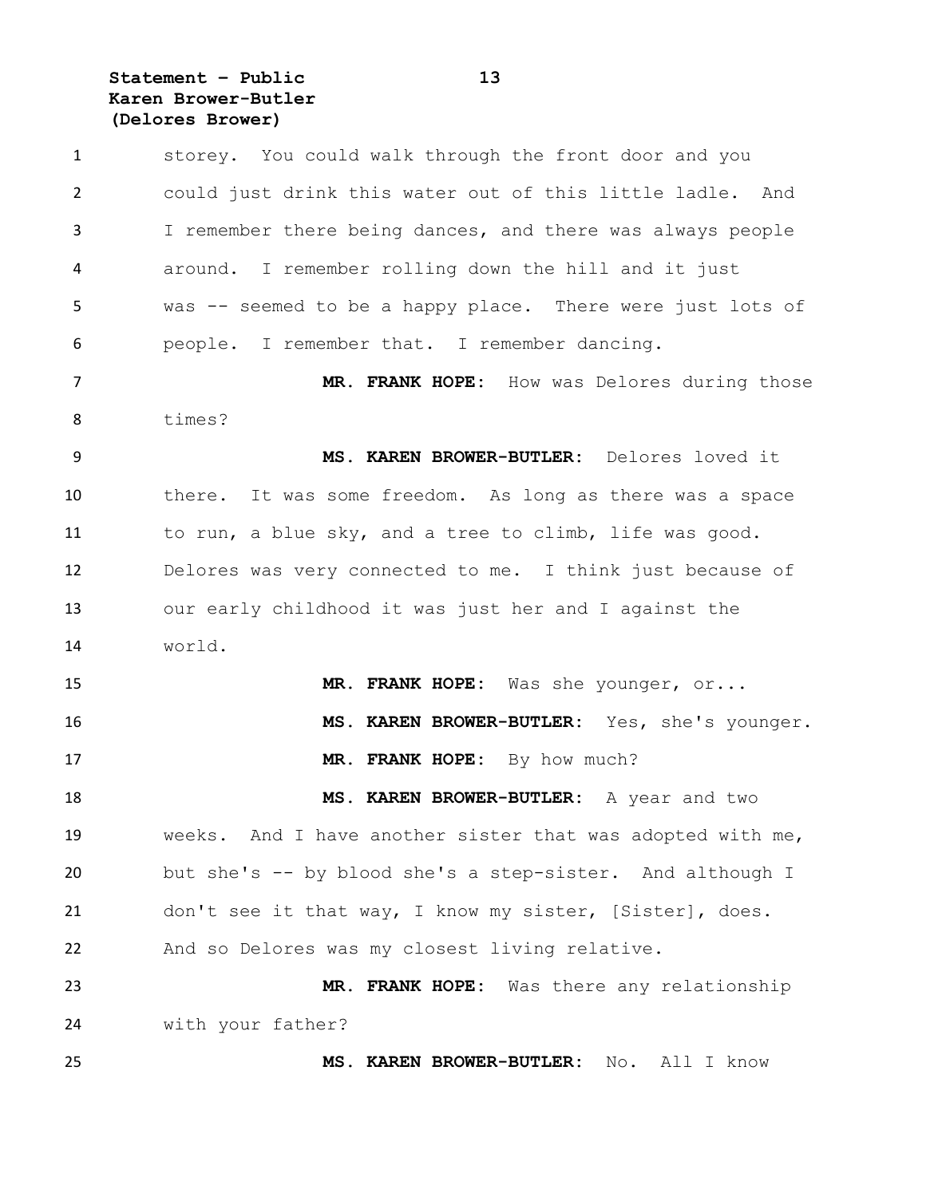storey. You could walk through the front door and you could just drink this water out of this little ladle. And I remember there being dances, and there was always people around. I remember rolling down the hill and it just was -- seemed to be a happy place. There were just lots of people. I remember that. I remember dancing.

**MR. FRANK HOPE:** How was Delores during those times?

**MS. KAREN BROWER-BUTLER:** Delores loved it there. It was some freedom. As long as there was a space to run, a blue sky, and a tree to climb, life was good. Delores was very connected to me. I think just because of our early childhood it was just her and I against the world.

**MR. FRANK HOPE:** Was she younger, or...

**MS. KAREN BROWER-BUTLER:** Yes, she's younger.

**MR. FRANK HOPE:** By how much?

**MS. KAREN BROWER-BUTLER:** A year and two weeks. And I have another sister that was adopted with me, but she's -- by blood she's a step-sister. And although I don't see it that way, I know my sister, [Sister], does. And so Delores was my closest living relative.

**MR. FRANK HOPE:** Was there any relationship with your father?

**MS. KAREN BROWER-BUTLER:** No. All I know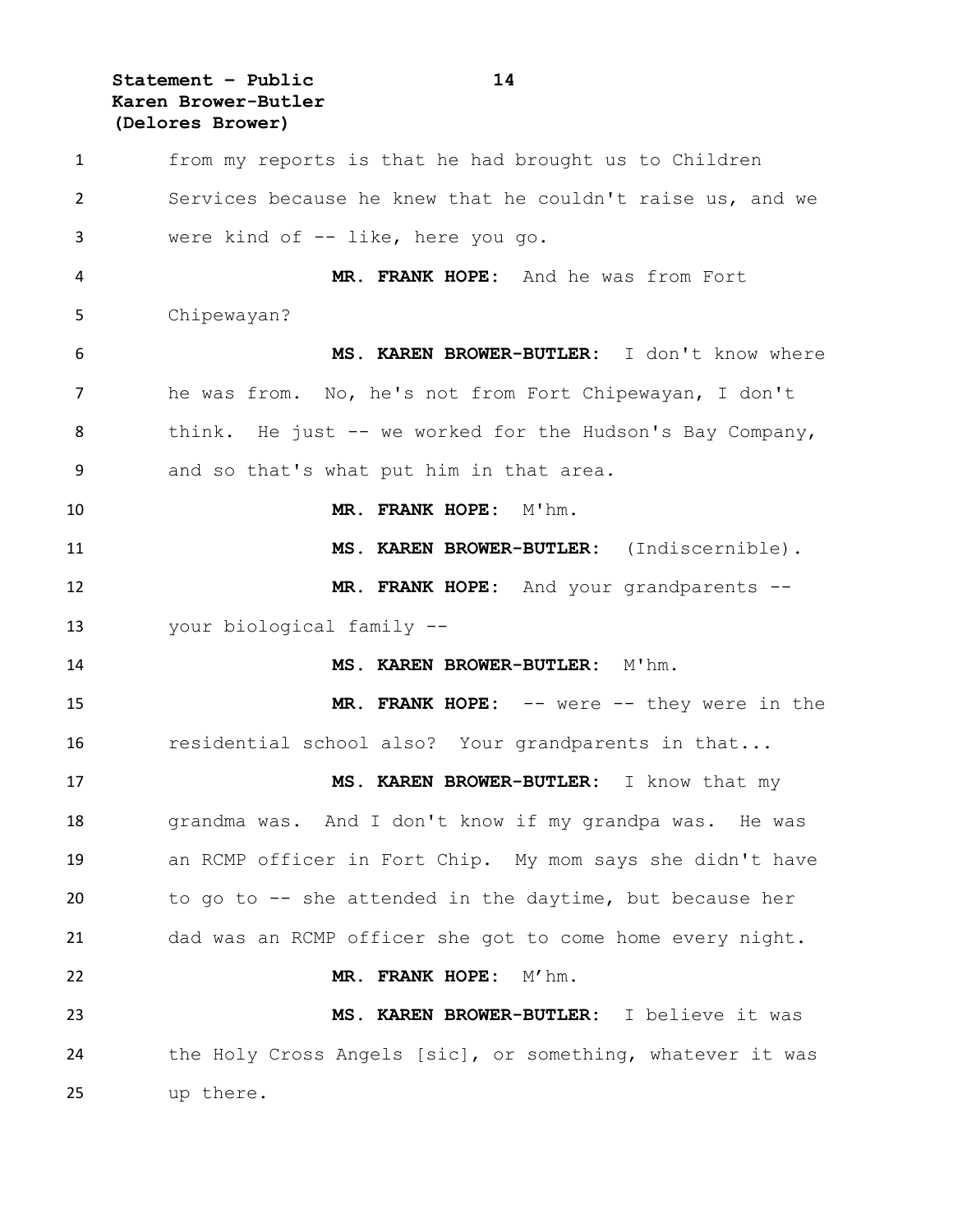from my reports is that he had brought us to Children Services because he knew that he couldn't raise us, and we were kind of -- like, here you go.

**MR. FRANK HOPE:** And he was from Fort Chipewayan?

**MS. KAREN BROWER-BUTLER:** I don't know where he was from. No, he's not from Fort Chipewayan, I don't think. He just -- we worked for the Hudson's Bay Company, and so that's what put him in that area.

**MR. FRANK HOPE:** M'hm.

**MS. KAREN BROWER-BUTLER:** (Indiscernible).

**MR. FRANK HOPE:** And your grandparents -- your biological family --

**MS. KAREN BROWER-BUTLER:** M'hm.

**MR. FRANK HOPE:** -- were -- they were in the residential school also? Your grandparents in that...

**MS. KAREN BROWER-BUTLER:** I know that my grandma was. And I don't know if my grandpa was. He was an RCMP officer in Fort Chip. My mom says she didn't have to go to -- she attended in the daytime, but because her dad was an RCMP officer she got to come home every night.

**MR. FRANK HOPE:** M'hm.

**MS. KAREN BROWER-BUTLER:** I believe it was the Holy Cross Angels [sic], or something, whatever it was up there.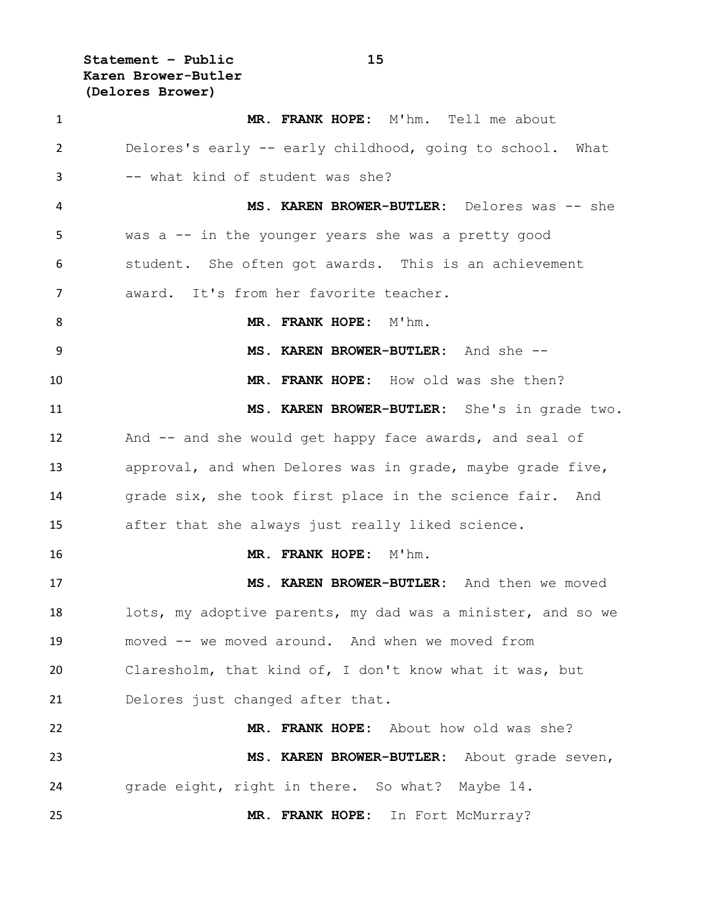**MR. FRANK HOPE:** M'hm. Tell me about Delores's early -- early childhood, going to school. What -- what kind of student was she?

**MS. KAREN BROWER-BUTLER:** Delores was -- she was a -- in the younger years she was a pretty good student. She often got awards. This is an achievement award. It's from her favorite teacher.

**MR. FRANK HOPE:** M'hm.

**MS. KAREN BROWER-BUTLER:** And she --

**MR. FRANK HOPE:** How old was she then?

**MS. KAREN BROWER-BUTLER:** She's in grade two. And -- and she would get happy face awards, and seal of approval, and when Delores was in grade, maybe grade five, grade six, she took first place in the science fair. And after that she always just really liked science.

**MR. FRANK HOPE:** M'hm.

**MS. KAREN BROWER-BUTLER:** And then we moved lots, my adoptive parents, my dad was a minister, and so we moved -- we moved around. And when we moved from Claresholm, that kind of, I don't know what it was, but Delores just changed after that.

**MR. FRANK HOPE:** About how old was she?

**MS. KAREN BROWER-BUTLER:** About grade seven, grade eight, right in there. So what? Maybe 14.

**MR. FRANK HOPE:** In Fort McMurray?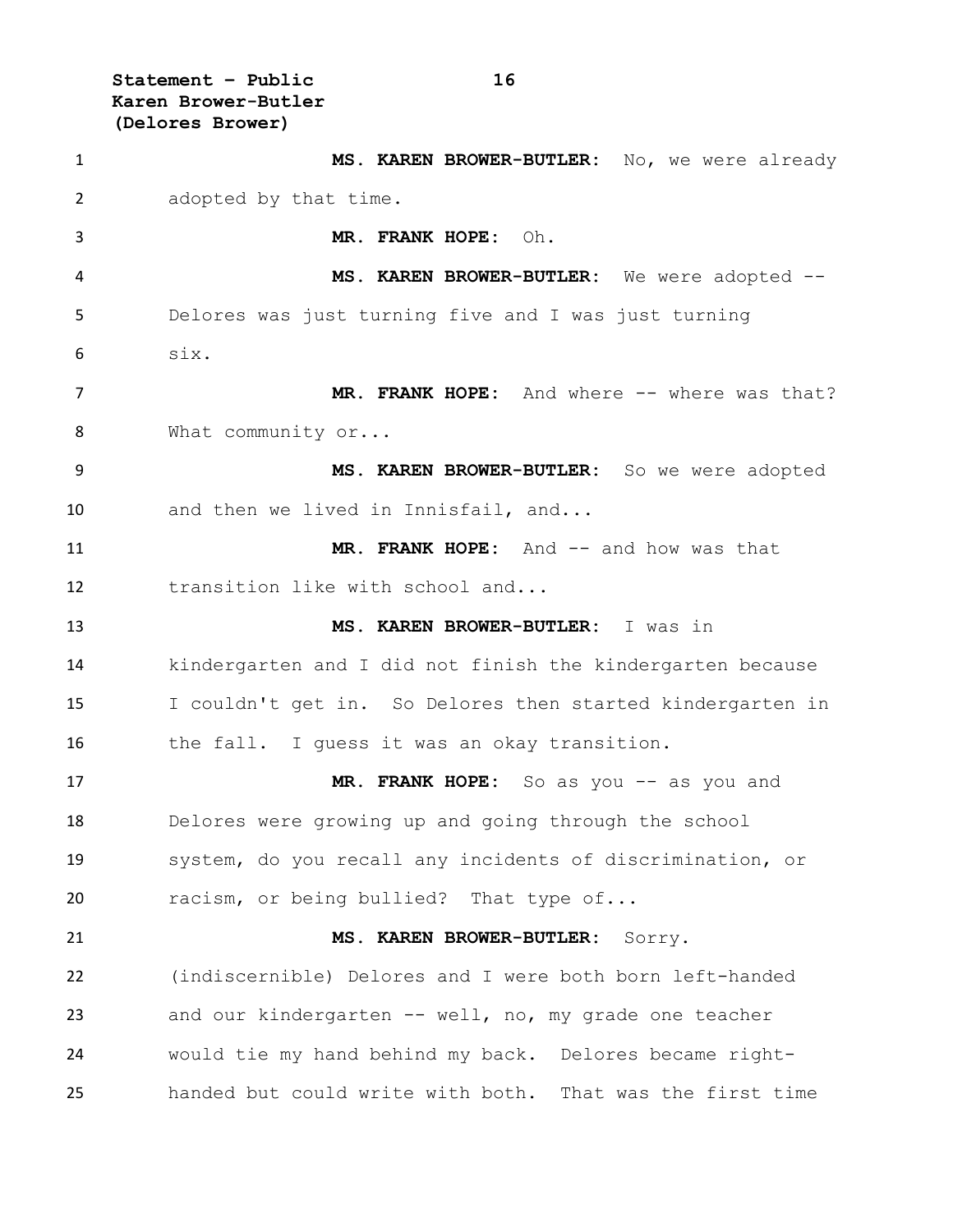**MS. KAREN BROWER-BUTLER:** No, we were already adopted by that time.

**MR. FRANK HOPE:** Oh.

**MS. KAREN BROWER-BUTLER:** We were adopted -- Delores was just turning five and I was just turning six.

**MR. FRANK HOPE:** And where -- where was that? What community or...

**MS. KAREN BROWER-BUTLER:** So we were adopted and then we lived in Innisfail, and...

**MR. FRANK HOPE:** And -- and how was that transition like with school and...

**MS. KAREN BROWER-BUTLER:** I was in kindergarten and I did not finish the kindergarten because I couldn't get in. So Delores then started kindergarten in the fall. I guess it was an okay transition.

**MR. FRANK HOPE:** So as you -- as you and Delores were growing up and going through the school system, do you recall any incidents of discrimination, or racism, or being bullied? That type of...

**MS. KAREN BROWER-BUTLER:** Sorry. (indiscernible) Delores and I were both born left-handed and our kindergarten -- well, no, my grade one teacher would tie my hand behind my back. Delores became right-handed but could write with both. That was the first time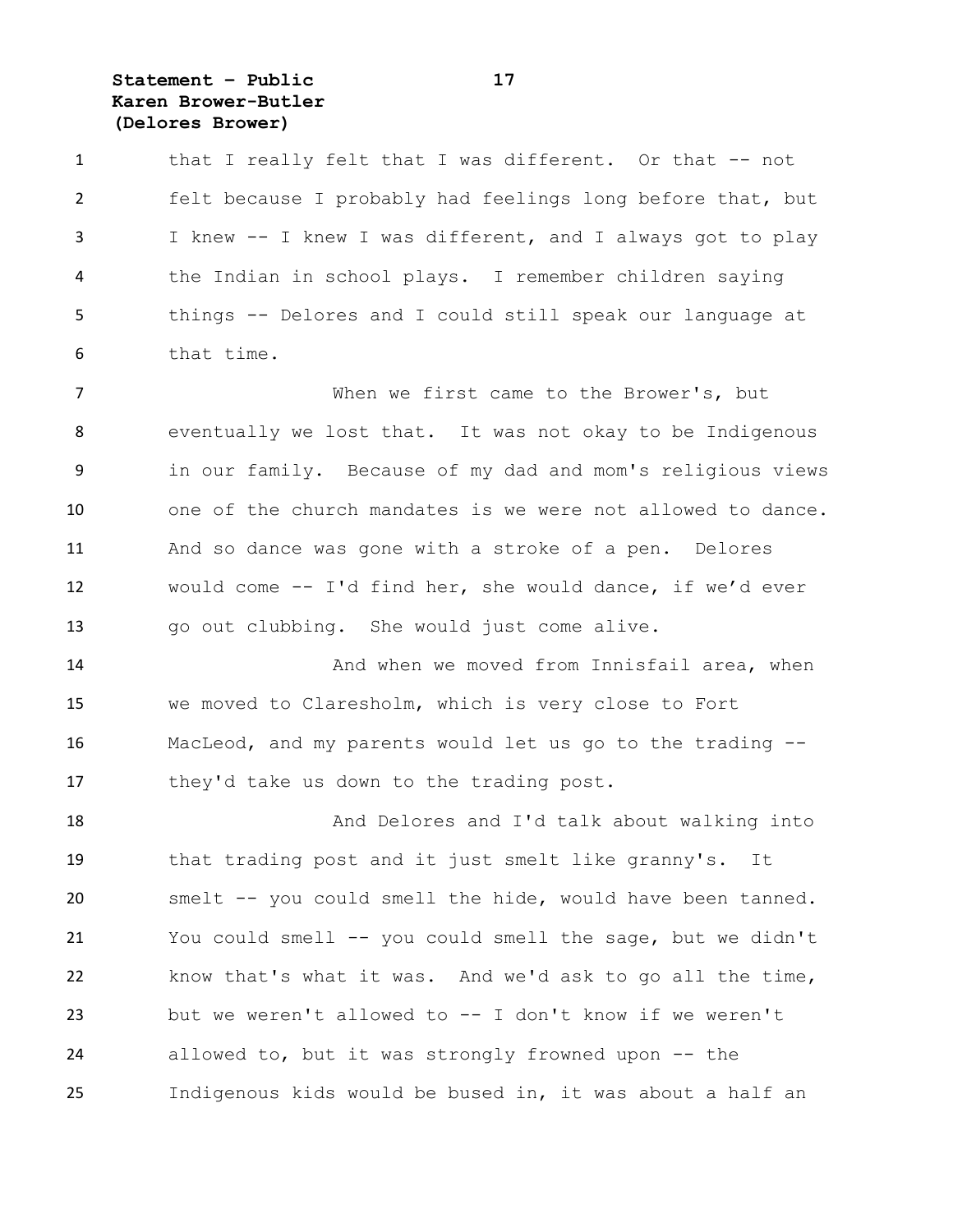that I really felt that I was different. Or that -- not felt because I probably had feelings long before that, but I knew -- I knew I was different, and I always got to play the Indian in school plays. I remember children saying things -- Delores and I could still speak our language at that time.

When we first came to the Brower's, but eventually we lost that. It was not okay to be Indigenous in our family. Because of my dad and mom's religious views one of the church mandates is we were not allowed to dance. And so dance was gone with a stroke of a pen. Delores would come -- I'd find her, she would dance, if we'd ever go out clubbing. She would just come alive.

And when we moved from Innisfail area, when we moved to Claresholm, which is very close to Fort MacLeod, and my parents would let us go to the trading -- they'd take us down to the trading post.

And Delores and I'd talk about walking into that trading post and it just smelt like granny's. It smelt -- you could smell the hide, would have been tanned. You could smell -- you could smell the sage, but we didn't know that's what it was. And we'd ask to go all the time, but we weren't allowed to -- I don't know if we weren't allowed to, but it was strongly frowned upon -- the Indigenous kids would be bused in, it was about a half an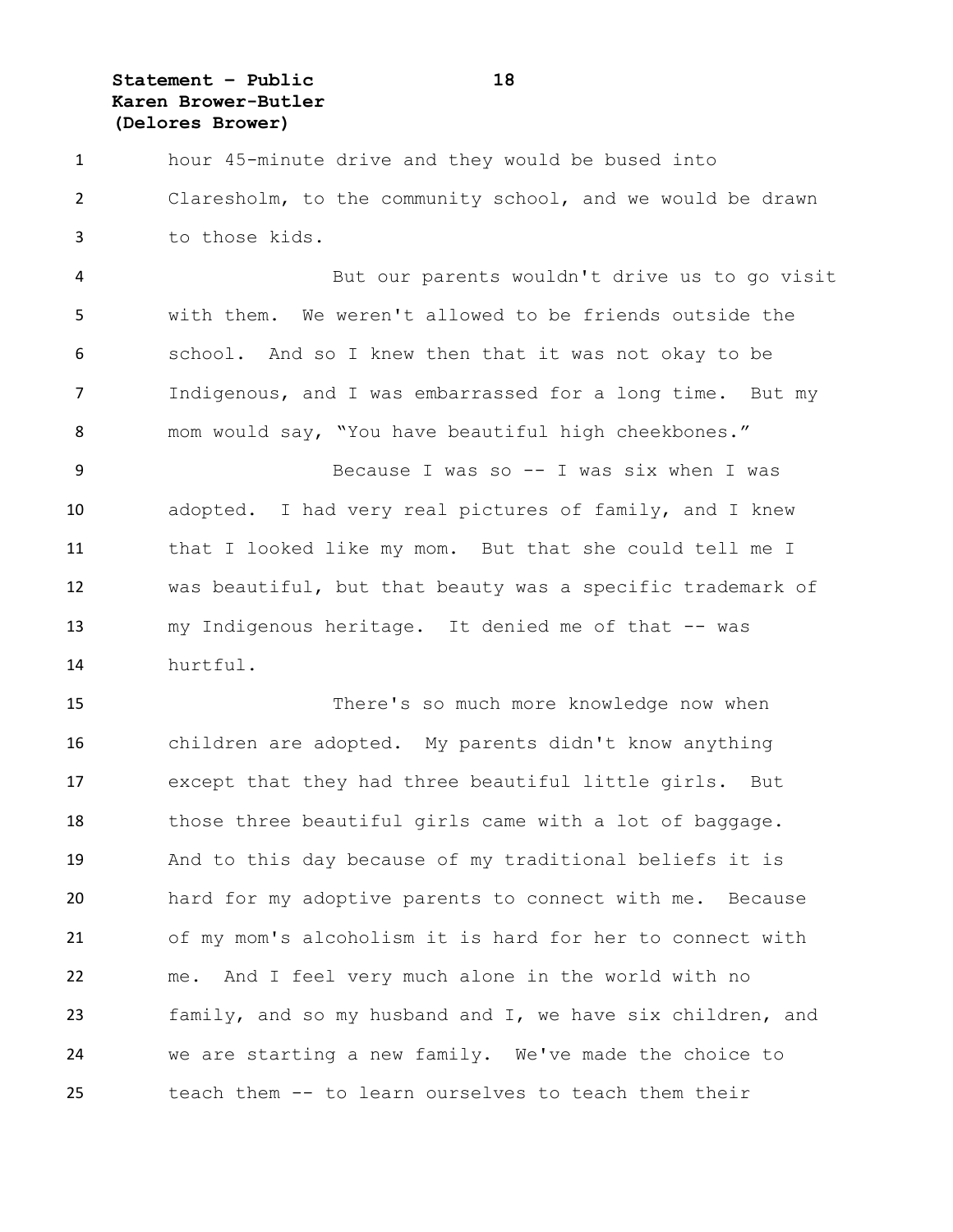hour 45-minute drive and they would be bused into Claresholm, to the community school, and we would be drawn to those kids.

But our parents wouldn't drive us to go visit with them. We weren't allowed to be friends outside the school. And so I knew then that it was not okay to be Indigenous, and I was embarrassed for a long time. But my mom would say, "You have beautiful high cheekbones."

Because I was so -- I was six when I was adopted. I had very real pictures of family, and I knew that I looked like my mom. But that she could tell me I was beautiful, but that beauty was a specific trademark of my Indigenous heritage. It denied me of that -- was hurtful.

There's so much more knowledge now when children are adopted. My parents didn't know anything except that they had three beautiful little girls. But those three beautiful girls came with a lot of baggage. And to this day because of my traditional beliefs it is hard for my adoptive parents to connect with me. Because of my mom's alcoholism it is hard for her to connect with me. And I feel very much alone in the world with no family, and so my husband and I, we have six children, and we are starting a new family. We've made the choice to teach them -- to learn ourselves to teach them their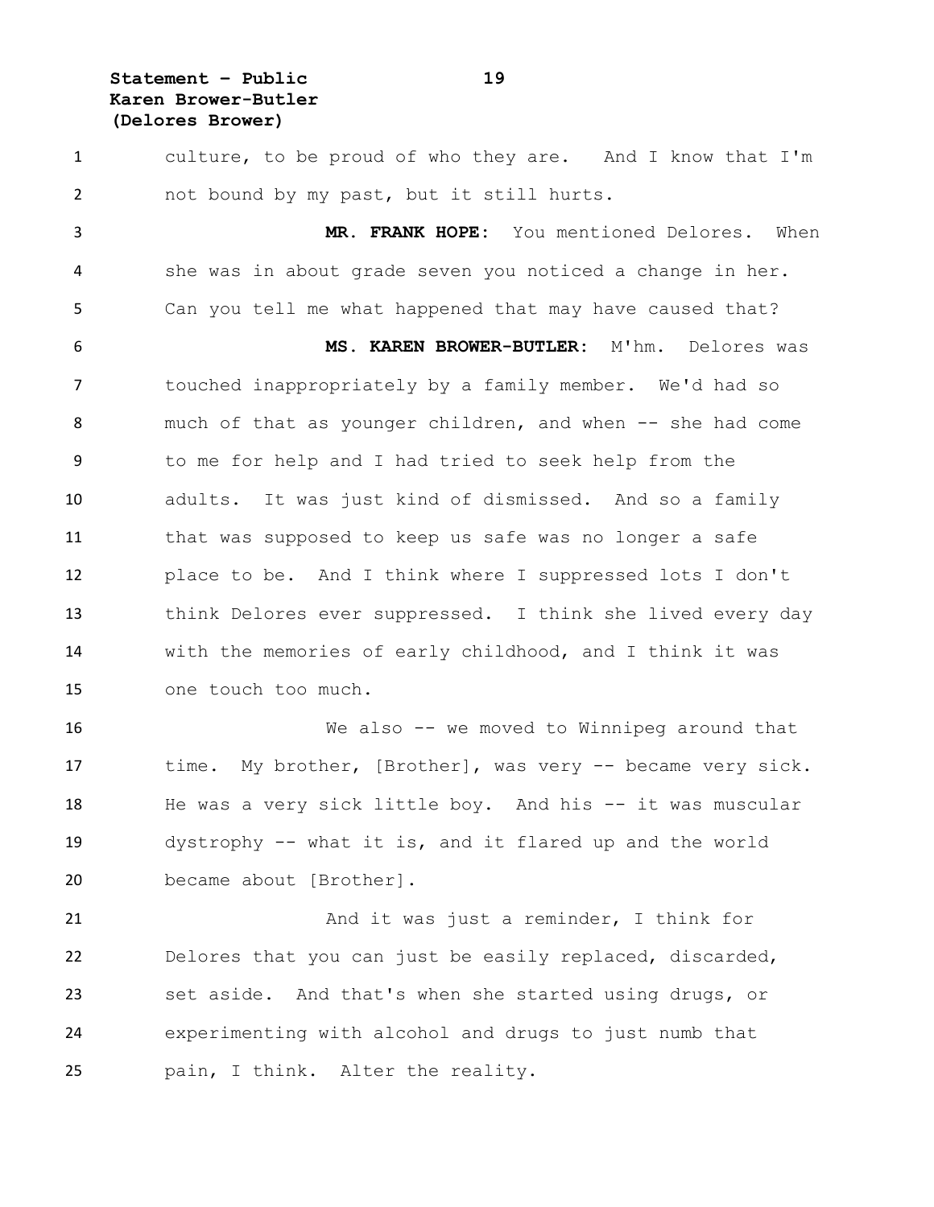culture, to be proud of who they are. And I know that I'm not bound by my past, but it still hurts.

**MR. FRANK HOPE:** You mentioned Delores. When she was in about grade seven you noticed a change in her. Can you tell me what happened that may have caused that?

**MS. KAREN BROWER-BUTLER:** M'hm. Delores was touched inappropriately by a family member. We'd had so much of that as younger children, and when -- she had come to me for help and I had tried to seek help from the adults. It was just kind of dismissed. And so a family that was supposed to keep us safe was no longer a safe place to be. And I think where I suppressed lots I don't think Delores ever suppressed. I think she lived every day with the memories of early childhood, and I think it was one touch too much.

We also -- we moved to Winnipeg around that time. My brother, [Brother], was very -- became very sick. He was a very sick little boy. And his -- it was muscular dystrophy -- what it is, and it flared up and the world became about [Brother].

And it was just a reminder, I think for Delores that you can just be easily replaced, discarded, set aside. And that's when she started using drugs, or experimenting with alcohol and drugs to just numb that pain, I think. Alter the reality.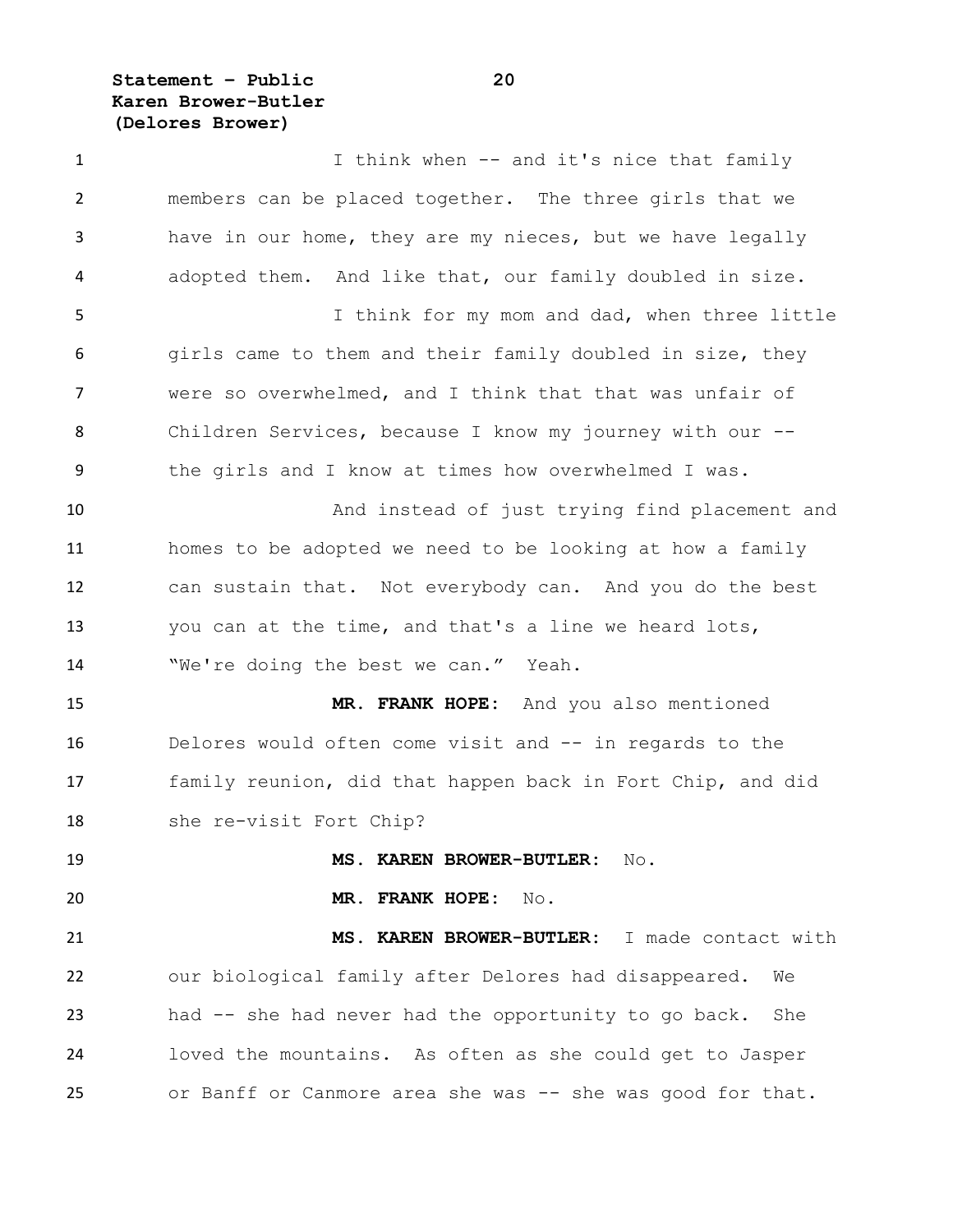I think when -- and it's nice that family members can be placed together. The three girls that we have in our home, they are my nieces, but we have legally adopted them. And like that, our family doubled in size.

I think for my mom and dad, when three little girls came to them and their family doubled in size, they were so overwhelmed, and I think that that was unfair of Children Services, because I know my journey with our -- the girls and I know at times how overwhelmed I was.

And instead of just trying find placement and homes to be adopted we need to be looking at how a family can sustain that. Not everybody can. And you do the best you can at the time, and that's a line we heard lots, "We're doing the best we can." Yeah.

**MR. FRANK HOPE:** And you also mentioned Delores would often come visit and -- in regards to the family reunion, did that happen back in Fort Chip, and did she re-visit Fort Chip?

**MS. KAREN BROWER-BUTLER:** No.

**MR. FRANK HOPE:** No.

**MS. KAREN BROWER-BUTLER:** I made contact with our biological family after Delores had disappeared. We had -- she had never had the opportunity to go back. She loved the mountains. As often as she could get to Jasper or Banff or Canmore area she was -- she was good for that.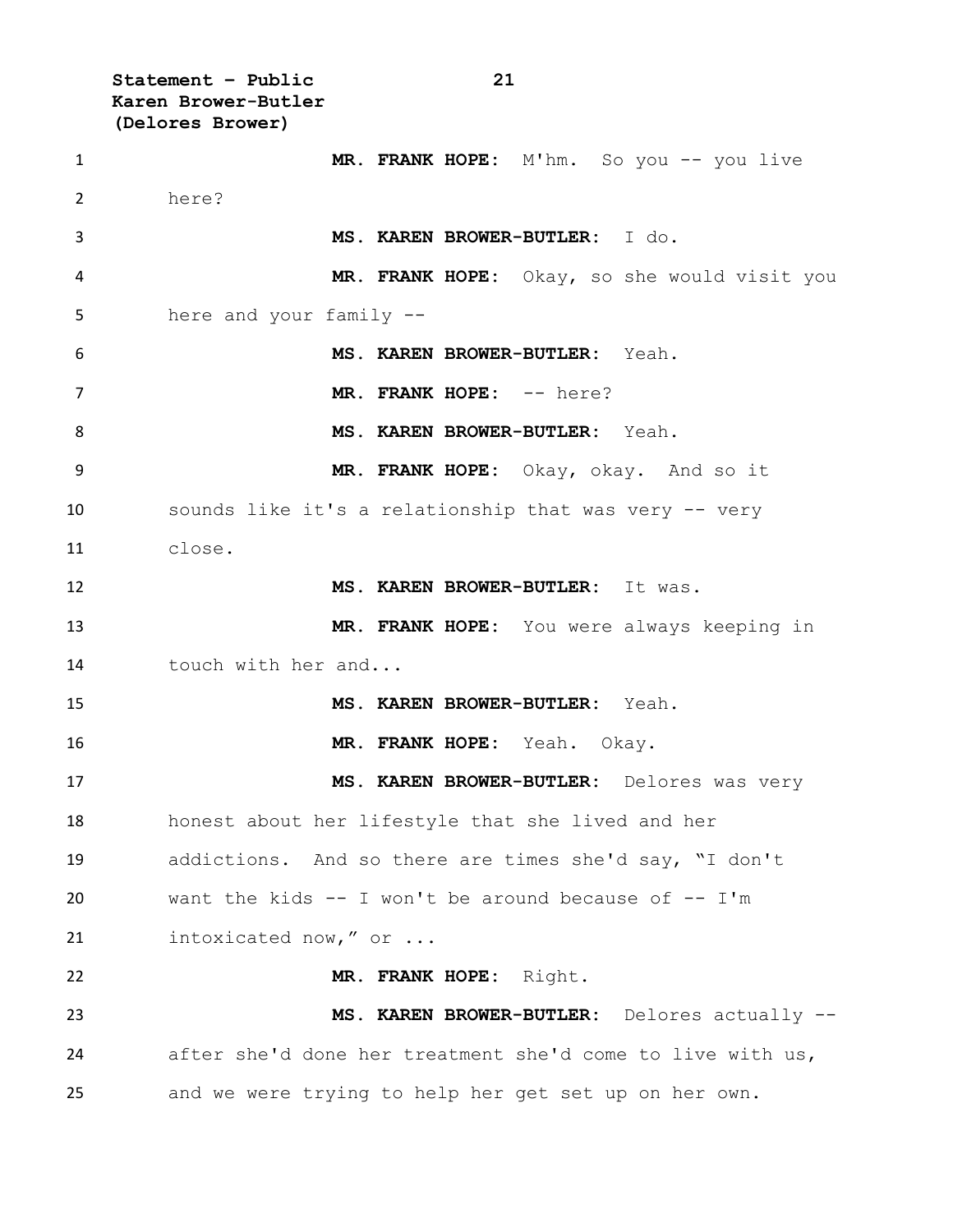**MR. FRANK HOPE:** M'hm. So you -- you live here?

**MS. KAREN BROWER-BUTLER:** I do.

**MR. FRANK HOPE:** Okay, so she would visit you here and your family --

**MS. KAREN BROWER-BUTLER:** Yeah.

**MR. FRANK HOPE:** -- here?

**MS. KAREN BROWER-BUTLER:** Yeah.

**MR. FRANK HOPE:** Okay, okay. And so it sounds like it's a relationship that was very -- very close.

**MS. KAREN BROWER-BUTLER:** It was.

**MR. FRANK HOPE:** You were always keeping in touch with her and...

**MS. KAREN BROWER-BUTLER:** Yeah.

**MR. FRANK HOPE:** Yeah. Okay.

**MS. KAREN BROWER-BUTLER:** Delores was very honest about her lifestyle that she lived and her addictions. And so there are times she'd say, "I don't want the kids -- I won't be around because of -- I'm intoxicated now," or ...

**MR. FRANK HOPE:** Right.

**MS. KAREN BROWER-BUTLER:** Delores actually -- after she'd done her treatment she'd come to live with us, and we were trying to help her get set up on her own.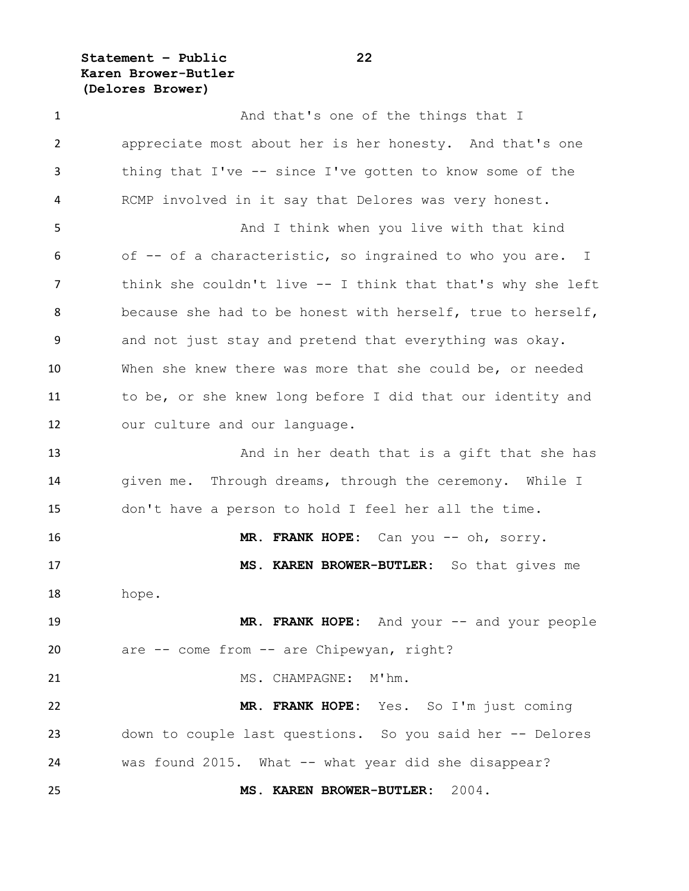And that's one of the things that I appreciate most about her is her honesty. And that's one thing that I've -- since I've gotten to know some of the RCMP involved in it say that Delores was very honest.

And I think when you live with that kind of -- of a characteristic, so ingrained to who you are. I think she couldn't live -- I think that that's why she left because she had to be honest with herself, true to herself, and not just stay and pretend that everything was okay. When she knew there was more that she could be, or needed to be, or she knew long before I did that our identity and our culture and our language.

And in her death that is a gift that she has given me. Through dreams, through the ceremony. While I don't have a person to hold I feel her all the time.

**MR. FRANK HOPE:** Can you -- oh, sorry.

**MS. KAREN BROWER-BUTLER:** So that gives me hope.

**MR. FRANK HOPE:** And your -- and your people are -- come from -- are Chipewyan, right?

MS. CHAMPAGNE: M'hm.

**MR. FRANK HOPE:** Yes. So I'm just coming down to couple last questions. So you said her -- Delores was found 2015. What -- what year did she disappear?

**MS. KAREN BROWER-BUTLER:** 2004.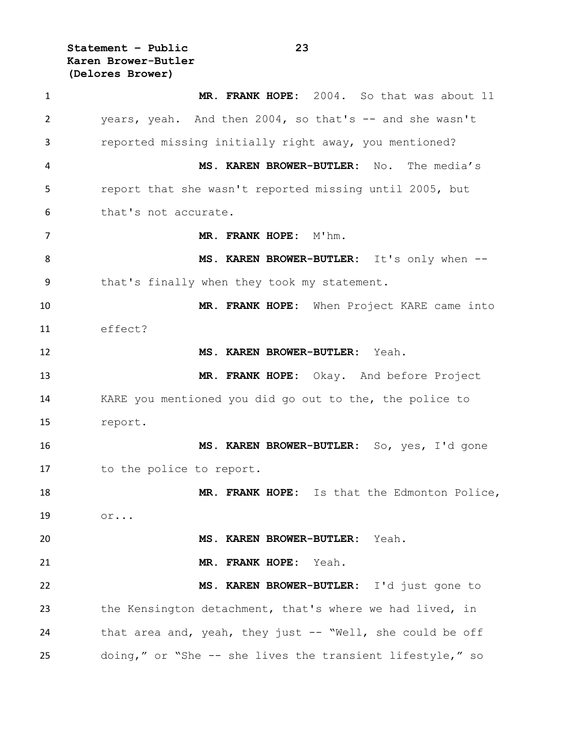**MR. FRANK HOPE:** 2004. So that was about 11 years, yeah. And then 2004, so that's -- and she wasn't reported missing initially right away, you mentioned?

**MS. KAREN BROWER-BUTLER:** No. The media's report that she wasn't reported missing until 2005, but that's not accurate.

**MR. FRANK HOPE:** M'hm.

**MS. KAREN BROWER-BUTLER:** It's only when -- that's finally when they took my statement.

**MR. FRANK HOPE:** When Project KARE came into effect?

**MS. KAREN BROWER-BUTLER:** Yeah.

**MR. FRANK HOPE:** Okay. And before Project KARE you mentioned you did go out to the, the police to report.

**MS. KAREN BROWER-BUTLER:** So, yes, I'd gone to the police to report.

**MR. FRANK HOPE:** Is that the Edmonton Police, or...

**MS. KAREN BROWER-BUTLER:** Yeah.

**MR. FRANK HOPE:** Yeah.

**MS. KAREN BROWER-BUTLER:** I'd just gone to the Kensington detachment, that's where we had lived, in that area and, yeah, they just -- "Well, she could be off doing," or "She -- she lives the transient lifestyle," so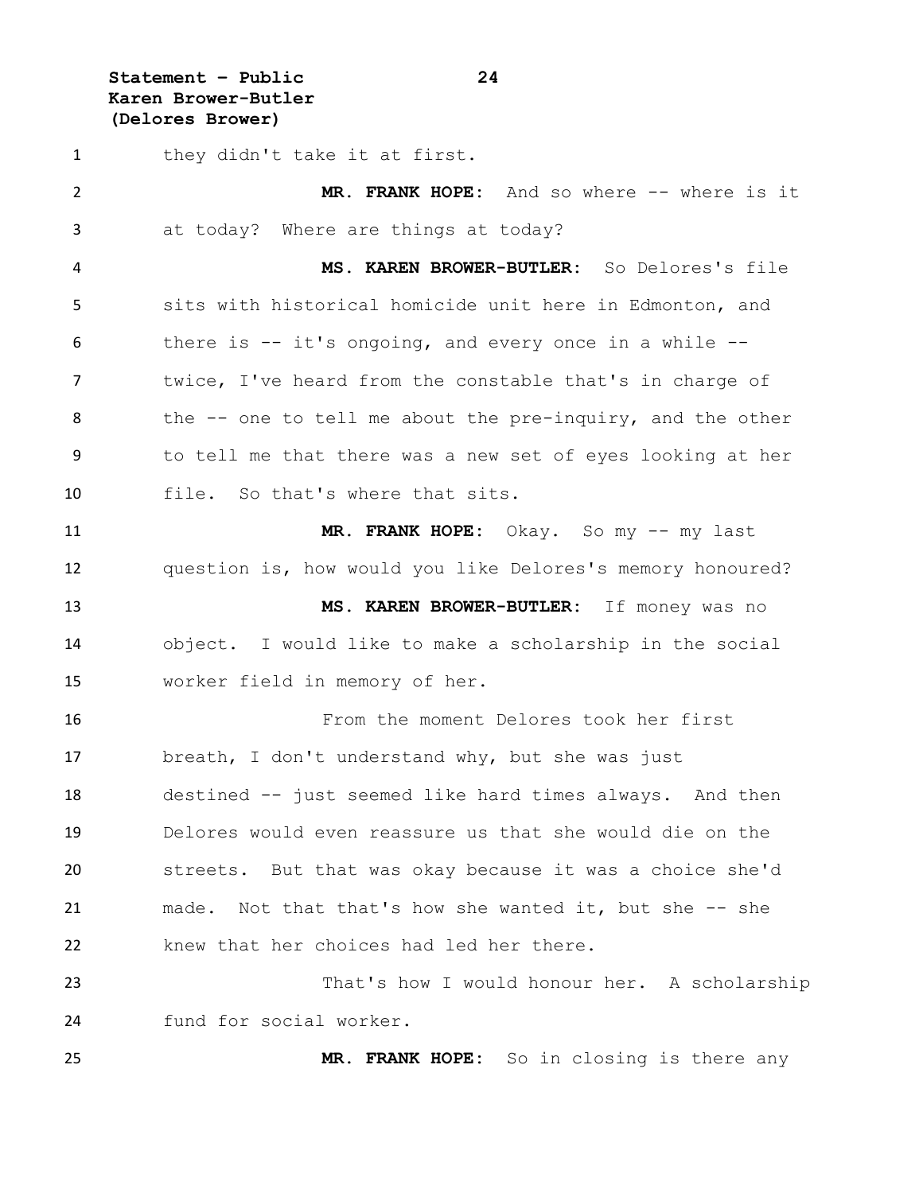they didn't take it at first.

**MR. FRANK HOPE:** And so where -- where is it at today? Where are things at today?

**MS. KAREN BROWER-BUTLER:** So Delores's file sits with historical homicide unit here in Edmonton, and there is -- it's ongoing, and every once in a while -- twice, I've heard from the constable that's in charge of the -- one to tell me about the pre-inquiry, and the other to tell me that there was a new set of eyes looking at her file. So that's where that sits.

**MR. FRANK HOPE:** Okay. So my -- my last question is, how would you like Delores's memory honoured?

**MS. KAREN BROWER-BUTLER:** If money was no object. I would like to make a scholarship in the social worker field in memory of her.

From the moment Delores took her first breath, I don't understand why, but she was just destined -- just seemed like hard times always. And then Delores would even reassure us that she would die on the streets. But that was okay because it was a choice she'd made. Not that that's how she wanted it, but she -- she knew that her choices had led her there.

That's how I would honour her. A scholarship fund for social worker.

**MR. FRANK HOPE:** So in closing is there any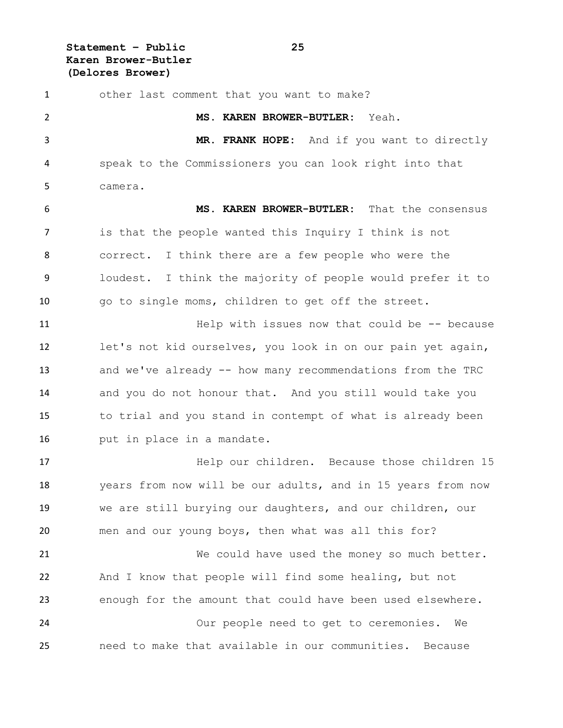other last comment that you want to make?

**MS. KAREN BROWER-BUTLER:** Yeah.

**MR. FRANK HOPE:** And if you want to directly speak to the Commissioners you can look right into that camera.

**MS. KAREN BROWER-BUTLER:** That the consensus is that the people wanted this Inquiry I think is not correct. I think there are a few people who were the loudest. I think the majority of people would prefer it to go to single moms, children to get off the street.

Help with issues now that could be -- because let's not kid ourselves, you look in on our pain yet again, and we've already -- how many recommendations from the TRC and you do not honour that. And you still would take you to trial and you stand in contempt of what is already been put in place in a mandate.

Help our children. Because those children 15 years from now will be our adults, and in 15 years from now we are still burying our daughters, and our children, our men and our young boys, then what was all this for?

We could have used the money so much better. And I know that people will find some healing, but not enough for the amount that could have been used elsewhere.

Our people need to get to ceremonies. We need to make that available in our communities. Because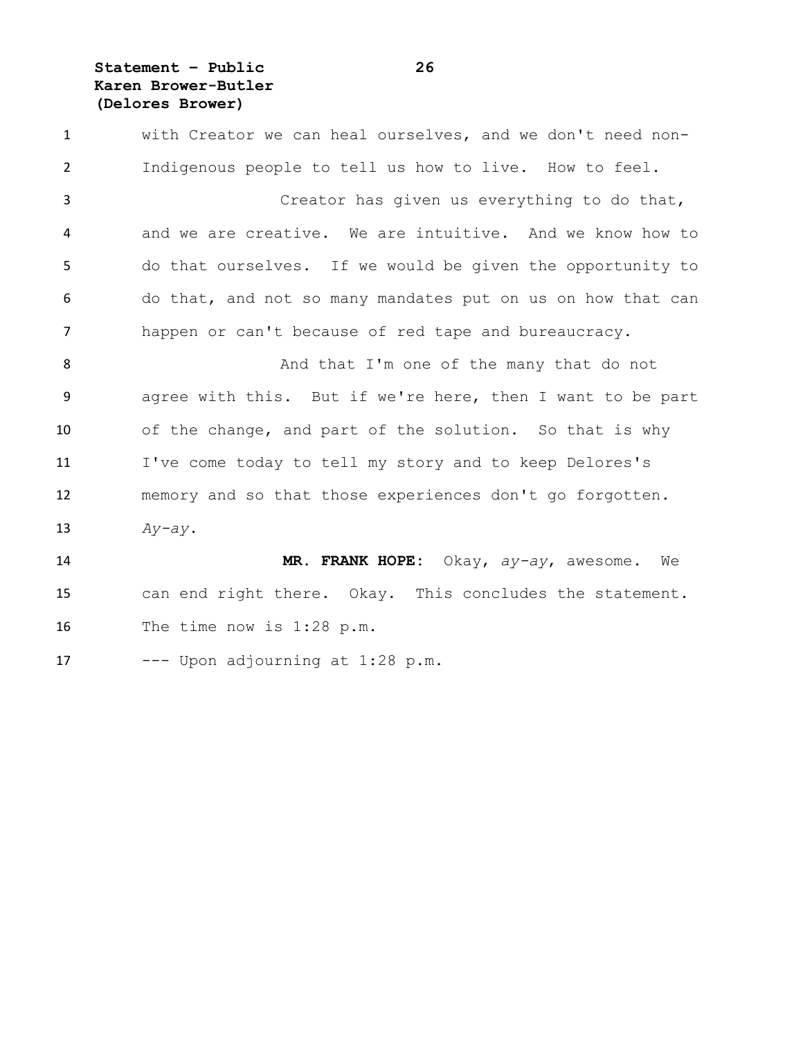with Creator we can heal ourselves, and we don't need non-Indigenous people to tell us how to live. How to feel.

Creator has given us everything to do that, and we are creative. We are intuitive. And we know how to do that ourselves. If we would be given the opportunity to do that, and not so many mandates put on us on how that can happen or can't because of red tape and bureaucracy.

And that I'm one of the many that do not agree with this. But if we're here, then I want to be part of the change, and part of the solution. So that is why I've come today to tell my story and to keep Delores's memory and so that those experiences don't go forgotten. *Ay-ay*.

**MR. FRANK HOPE:** Okay, *ay-ay*, awesome. We can end right there. Okay. This concludes the statement. The time now is 1:28 p.m.

--- Upon adjourning at 1:28 p.m.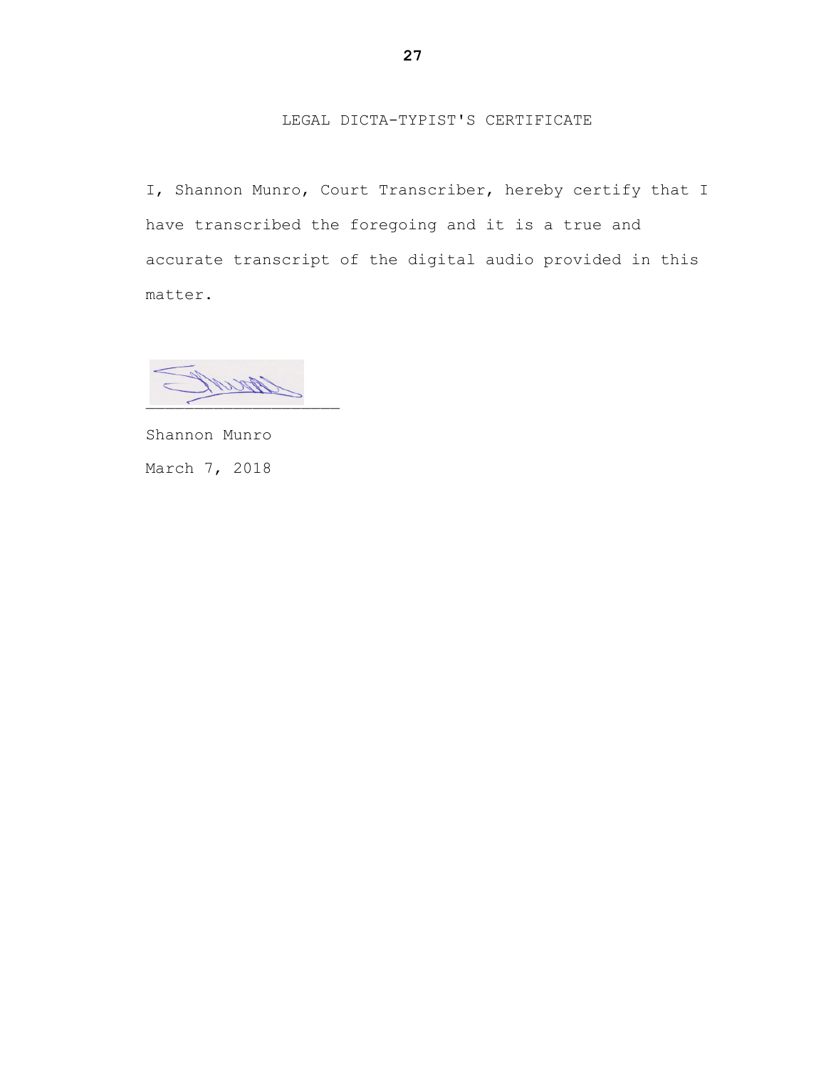LEGAL DICTA-TYPIST'S CERTIFICATE

I, Shannon Munro, Court Transcriber, hereby certify that I have transcribed the foregoing and it is a true and accurate transcript of the digital audio provided in this matter.

____________________

Shannon Munro

March 7, 2018